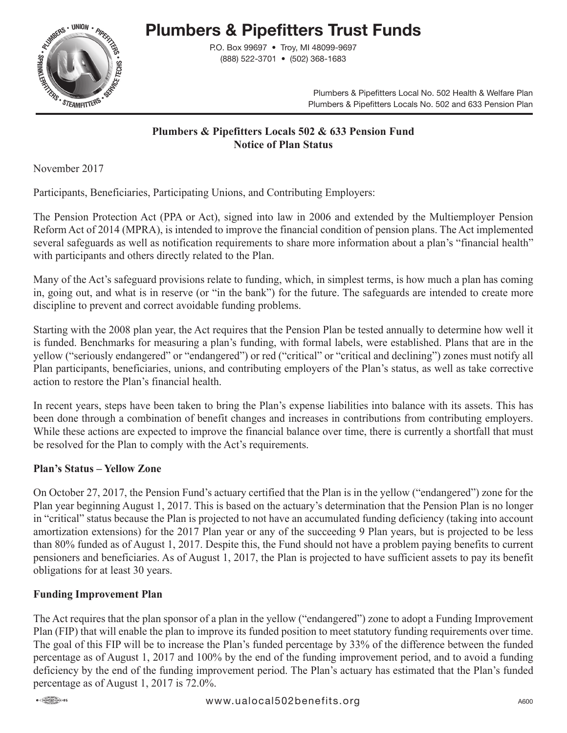# Plumbers & Pipefitters Trust Funds

P.O. Box 99697 • Troy, MI 48099-9697
(888) 522-3701 • (502) 368-1683

Plumbers & Pipefitters Local No. 502 Health & Welfare Plan
Plumbers & Pipefitters Locals No. 502 and 633 Pension Plan

## Plumbers & Pipefitters Locals 502 & 633 Pension Fund
## Notice of Plan Status

November 2017

Participants, Beneficiaries, Participating Unions, and Contributing Employers:

The Pension Protection Act (PPA or Act), signed into law in 2006 and extended by the Multiemployer Pension Reform Act of 2014 (MPRA), is intended to improve the financial condition of pension plans. The Act implemented several safeguards as well as notification requirements to share more information about a plan's "financial health" with participants and others directly related to the Plan.

Many of the Act's safeguard provisions relate to funding, which, in simplest terms, is how much a plan has coming in, going out, and what is in reserve (or "in the bank") for the future. The safeguards are intended to create more discipline to prevent and correct avoidable funding problems.

Starting with the 2008 plan year, the Act requires that the Pension Plan be tested annually to determine how well it is funded. Benchmarks for measuring a plan's funding, with formal labels, were established. Plans that are in the yellow ("seriously endangered" or "endangered") or red ("critical" or "critical and declining") zones must notify all Plan participants, beneficiaries, unions, and contributing employers of the Plan's status, as well as take corrective action to restore the Plan's financial health.

In recent years, steps have been taken to bring the Plan's expense liabilities into balance with its assets. This has been done through a combination of benefit changes and increases in contributions from contributing employers. While these actions are expected to improve the financial balance over time, there is currently a shortfall that must be resolved for the Plan to comply with the Act's requirements.

### Plan's Status – Yellow Zone

On October 27, 2017, the Pension Fund's actuary certified that the Plan is in the yellow ("endangered") zone for the Plan year beginning August 1, 2017. This is based on the actuary's determination that the Pension Plan is no longer in "critical" status because the Plan is projected to not have an accumulated funding deficiency (taking into account amortization extensions) for the 2017 Plan year or any of the succeeding 9 Plan years, but is projected to be less than 80% funded as of August 1, 2017. Despite this, the Fund should not have a problem paying benefits to current pensioners and beneficiaries. As of August 1, 2017, the Plan is projected to have sufficient assets to pay its benefit obligations for at least 30 years.

### Funding Improvement Plan

The Act requires that the plan sponsor of a plan in the yellow ("endangered") zone to adopt a Funding Improvement Plan (FIP) that will enable the plan to improve its funded position to meet statutory funding requirements over time. The goal of this FIP will be to increase the Plan's funded percentage by 33% of the difference between the funded percentage as of August 1, 2017 and 100% by the end of the funding improvement period, and to avoid a funding deficiency by the end of the funding improvement period. The Plan's actuary has estimated that the Plan's funded percentage as of August 1, 2017 is 72.0%.

www.ualocal502benefits.org

A600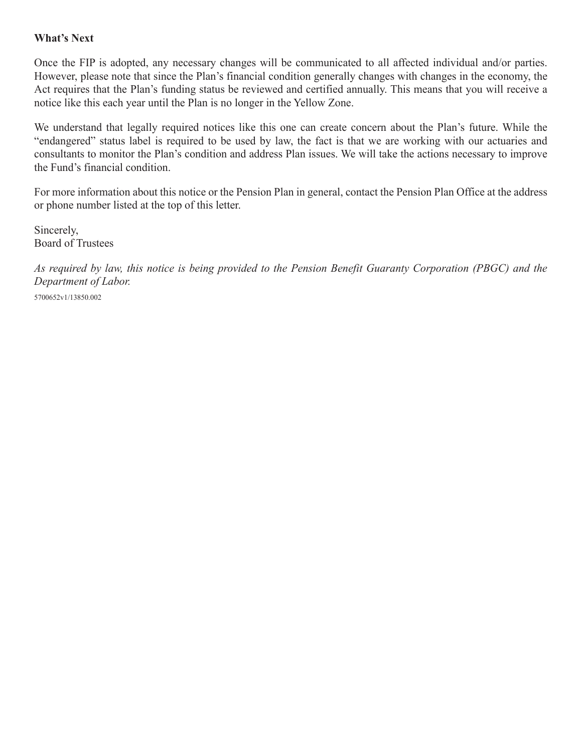**What's Next**

Once the FIP is adopted, any necessary changes will be communicated to all affected individual and/or parties. However, please note that since the Plan's financial condition generally changes with changes in the economy, the Act requires that the Plan's funding status be reviewed and certified annually. This means that you will receive a notice like this each year until the Plan is no longer in the Yellow Zone.

We understand that legally required notices like this one can create concern about the Plan's future. While the "endangered" status label is required to be used by law, the fact is that we are working with our actuaries and consultants to monitor the Plan's condition and address Plan issues. We will take the actions necessary to improve the Fund's financial condition.

For more information about this notice or the Pension Plan in general, contact the Pension Plan Office at the address or phone number listed at the top of this letter.

Sincerely,
Board of Trustees

*As required by law, this notice is being provided to the Pension Benefit Guaranty Corporation (PBGC) and the Department of Labor.*

5700652v1/13850.002